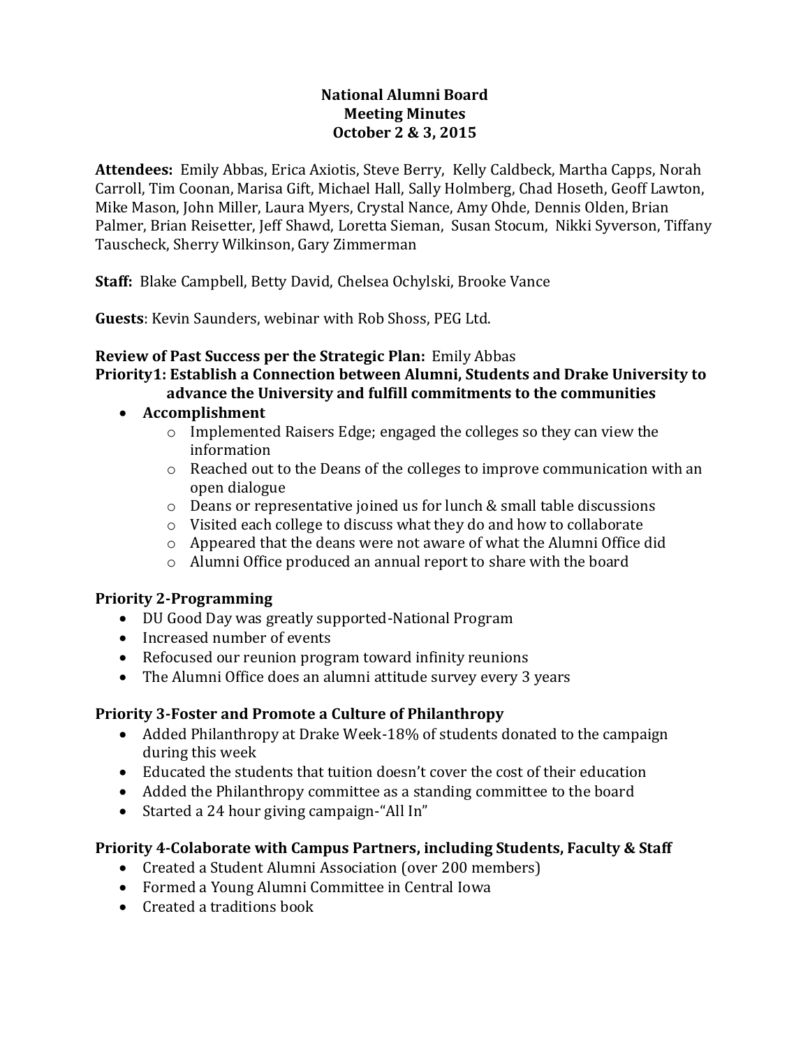**National Alumni Board**
**Meeting Minutes**
**October 2 & 3, 2015**

**Attendees:** Emily Abbas, Erica Axiotis, Steve Berry, Kelly Caldbeck, Martha Capps, Norah Carroll, Tim Coonan, Marisa Gift, Michael Hall, Sally Holmberg, Chad Hoseth, Geoff Lawton, Mike Mason, John Miller, Laura Myers, Crystal Nance, Amy Ohde, Dennis Olden, Brian Palmer, Brian Reisetter, Jeff Shawd, Loretta Sieman, Susan Stocum, Nikki Syverson, Tiffany Tauscheck, Sherry Wilkinson, Gary Zimmerman

**Staff:** Blake Campbell, Betty David, Chelsea Ochylski, Brooke Vance

**Guests**: Kevin Saunders, webinar with Rob Shoss, PEG Ltd.

**Review of Past Success per the Strategic Plan:** Emily Abbas

**Priority1: Establish a Connection between Alumni, Students and Drake University to advance the University and fulfill commitments to the communities**

- **Accomplishment**
  - Implemented Raisers Edge; engaged the colleges so they can view the information
  - Reached out to the Deans of the colleges to improve communication with an open dialogue
  - Deans or representative joined us for lunch & small table discussions
  - Visited each college to discuss what they do and how to collaborate
  - Appeared that the deans were not aware of what the Alumni Office did
  - Alumni Office produced an annual report to share with the board

**Priority 2-Programming**

- DU Good Day was greatly supported-National Program
- Increased number of events
- Refocused our reunion program toward infinity reunions
- The Alumni Office does an alumni attitude survey every 3 years

**Priority 3-Foster and Promote a Culture of Philanthropy**

- Added Philanthropy at Drake Week-18% of students donated to the campaign during this week
- Educated the students that tuition doesn't cover the cost of their education
- Added the Philanthropy committee as a standing committee to the board
- Started a 24 hour giving campaign-"All In"

**Priority 4-Colaborate with Campus Partners, including Students, Faculty & Staff**

- Created a Student Alumni Association (over 200 members)
- Formed a Young Alumni Committee in Central Iowa
- Created a traditions book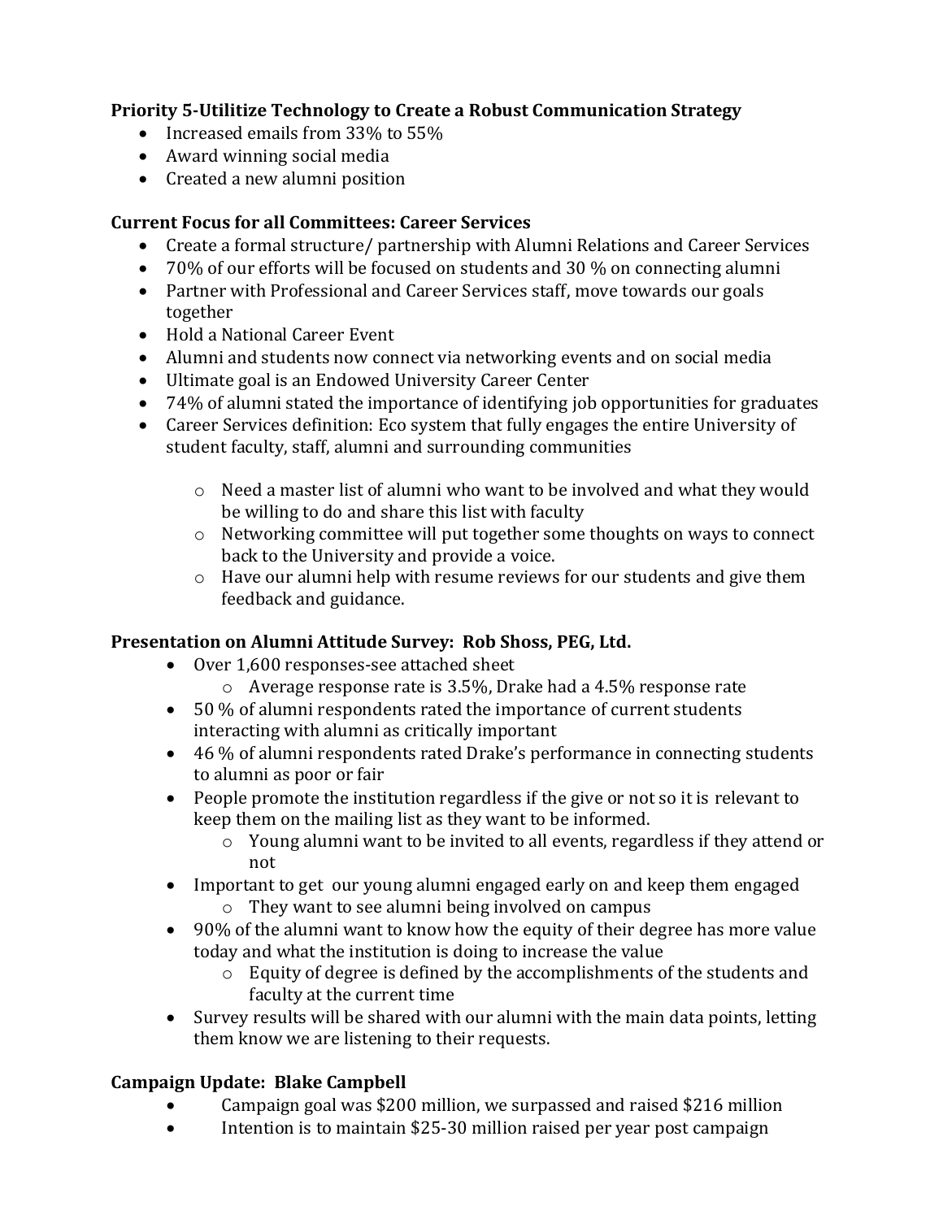**Priority 5-Utilize Technology to Create a Robust Communication Strategy**

- Increased emails from 33% to 55%
- Award winning social media
- Created a new alumni position

**Current Focus for all Committees: Career Services**

- Create a formal structure/ partnership with Alumni Relations and Career Services
- 70% of our efforts will be focused on students and 30 % on connecting alumni
- Partner with Professional and Career Services staff, move towards our goals together
- Hold a National Career Event
- Alumni and students now connect via networking events and on social media
- Ultimate goal is an Endowed University Career Center
- 74% of alumni stated the importance of identifying job opportunities for graduates
- Career Services definition: Eco system that fully engages the entire University of student faculty, staff, alumni and surrounding communities
    - Need a master list of alumni who want to be involved and what they would be willing to do and share this list with faculty
    - Networking committee will put together some thoughts on ways to connect back to the University and provide a voice.
    - Have our alumni help with resume reviews for our students and give them feedback and guidance.

**Presentation on Alumni Attitude Survey: Rob Shoss, PEG, Ltd.**

- Over 1,600 responses-see attached sheet
    - Average response rate is 3.5%, Drake had a 4.5% response rate
- 50 % of alumni respondents rated the importance of current students interacting with alumni as critically important
- 46 % of alumni respondents rated Drake's performance in connecting students to alumni as poor or fair
- People promote the institution regardless if the give or not so it is relevant to keep them on the mailing list as they want to be informed.
    - Young alumni want to be invited to all events, regardless if they attend or not
- Important to get our young alumni engaged early on and keep them engaged
    - They want to see alumni being involved on campus
- 90% of the alumni want to know how the equity of their degree has more value today and what the institution is doing to increase the value
    - Equity of degree is defined by the accomplishments of the students and faculty at the current time
- Survey results will be shared with our alumni with the main data points, letting them know we are listening to their requests.

**Campaign Update: Blake Campbell**

- Campaign goal was $200 million, we surpassed and raised $216 million
- Intention is to maintain $25-30 million raised per year post campaign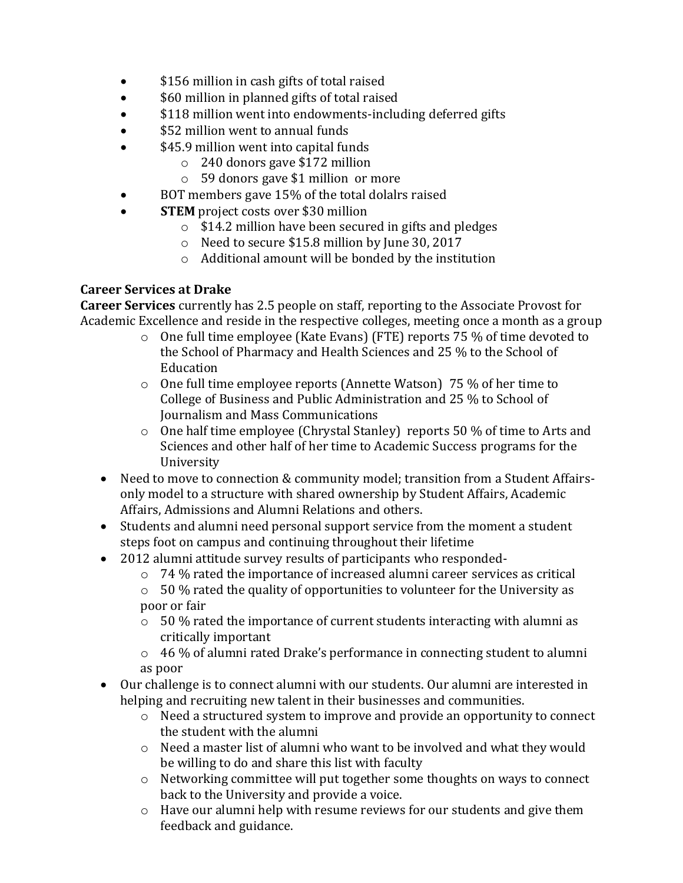- $156 million in cash gifts of total raised
- $60 million in planned gifts of total raised
- $118 million went into endowments-including deferred gifts
- $52 million went to annual funds
- $45.9 million went into capital funds
  - 240 donors gave $172 million
  - 59 donors gave $1 million or more
- BOT members gave 15% of the total dolalrs raised
- **STEM** project costs over $30 million
  - $14.2 million have been secured in gifts and pledges
  - Need to secure $15.8 million by June 30, 2017
  - Additional amount will be bonded by the institution

**Career Services at Drake**

**Career Services** currently has 2.5 people on staff, reporting to the Associate Provost for Academic Excellence and reside in the respective colleges, meeting once a month as a group

- One full time employee (Kate Evans) (FTE) reports 75 % of time devoted to the School of Pharmacy and Health Sciences and 25 % to the School of Education
- One full time employee reports (Annette Watson) 75 % of her time to College of Business and Public Administration and 25 % to School of Journalism and Mass Communications
- One half time employee (Chrystal Stanley) reports 50 % of time to Arts and Sciences and other half of her time to Academic Success programs for the University

- Need to move to connection & community model; transition from a Student Affairs-only model to a structure with shared ownership by Student Affairs, Academic Affairs, Admissions and Alumni Relations and others.
- Students and alumni need personal support service from the moment a student steps foot on campus and continuing throughout their lifetime
- 2012 alumni attitude survey results of participants who responded-
  - 74 % rated the importance of increased alumni career services as critical
  - 50 % rated the quality of opportunities to volunteer for the University as poor or fair
  - 50 % rated the importance of current students interacting with alumni as critically important
  - 46 % of alumni rated Drake's performance in connecting student to alumni as poor
- Our challenge is to connect alumni with our students. Our alumni are interested in helping and recruiting new talent in their businesses and communities.
  - Need a structured system to improve and provide an opportunity to connect the student with the alumni
  - Need a master list of alumni who want to be involved and what they would be willing to do and share this list with faculty
  - Networking committee will put together some thoughts on ways to connect back to the University and provide a voice.
  - Have our alumni help with resume reviews for our students and give them feedback and guidance.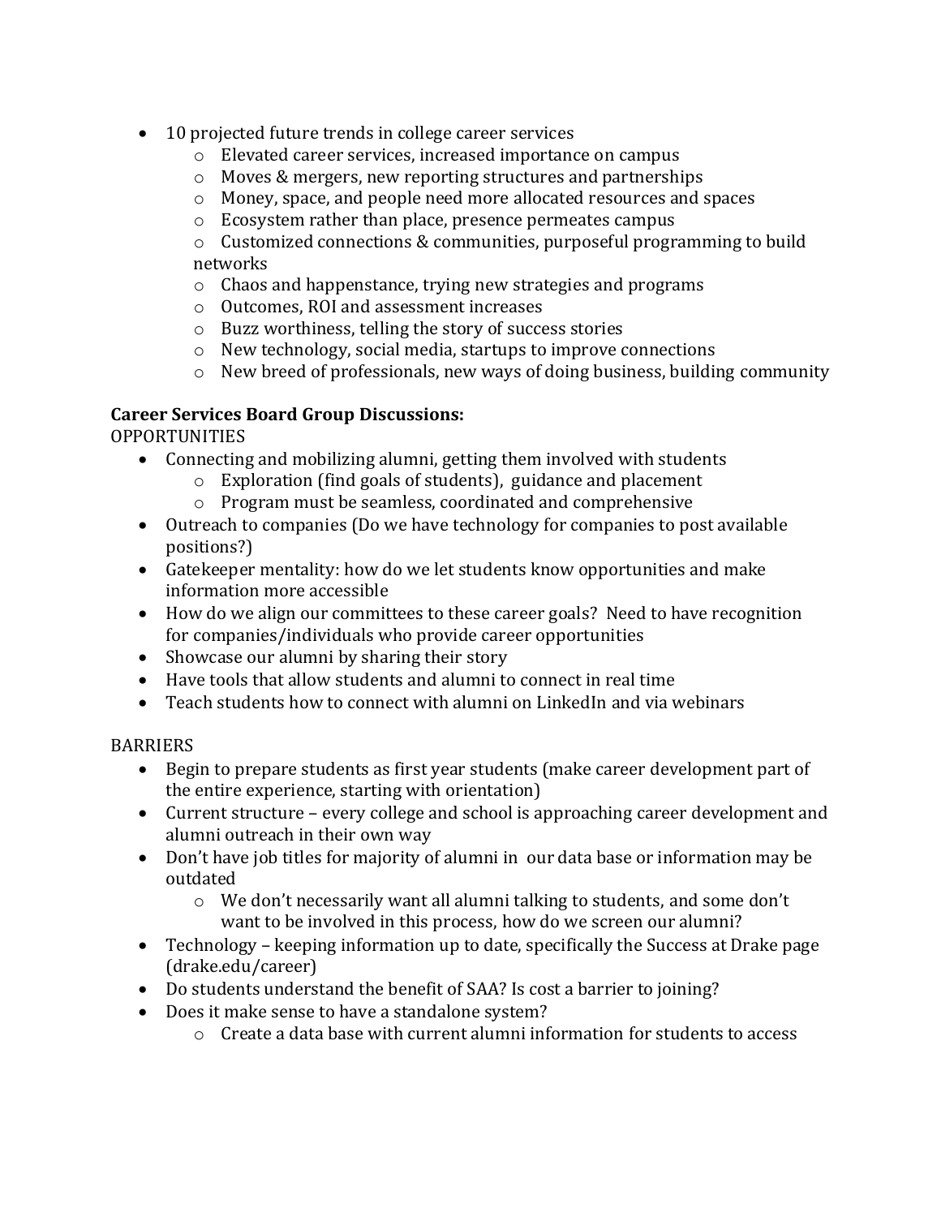- 10 projected future trends in college career services
    - Elevated career services, increased importance on campus
    - Moves & mergers, new reporting structures and partnerships
    - Money, space, and people need more allocated resources and spaces
    - Ecosystem rather than place, presence permeates campus
    - Customized connections & communities, purposeful programming to build networks
    - Chaos and happenstance, trying new strategies and programs
    - Outcomes, ROI and assessment increases
    - Buzz worthiness, telling the story of success stories
    - New technology, social media, startups to improve connections
    - New breed of professionals, new ways of doing business, building community

**Career Services Board Group Discussions:**

OPPORTUNITIES

- Connecting and mobilizing alumni, getting them involved with students
    - Exploration (find goals of students), guidance and placement
    - Program must be seamless, coordinated and comprehensive
- Outreach to companies (Do we have technology for companies to post available positions?)
- Gatekeeper mentality: how do we let students know opportunities and make information more accessible
- How do we align our committees to these career goals? Need to have recognition for companies/individuals who provide career opportunities
- Showcase our alumni by sharing their story
- Have tools that allow students and alumni to connect in real time
- Teach students how to connect with alumni on LinkedIn and via webinars

BARRIERS

- Begin to prepare students as first year students (make career development part of the entire experience, starting with orientation)
- Current structure – every college and school is approaching career development and alumni outreach in their own way
- Don't have job titles for majority of alumni in our data base or information may be outdated
    - We don't necessarily want all alumni talking to students, and some don't want to be involved in this process, how do we screen our alumni?
- Technology – keeping information up to date, specifically the Success at Drake page (drake.edu/career)
- Do students understand the benefit of SAA? Is cost a barrier to joining?
- Does it make sense to have a standalone system?
    - Create a data base with current alumni information for students to access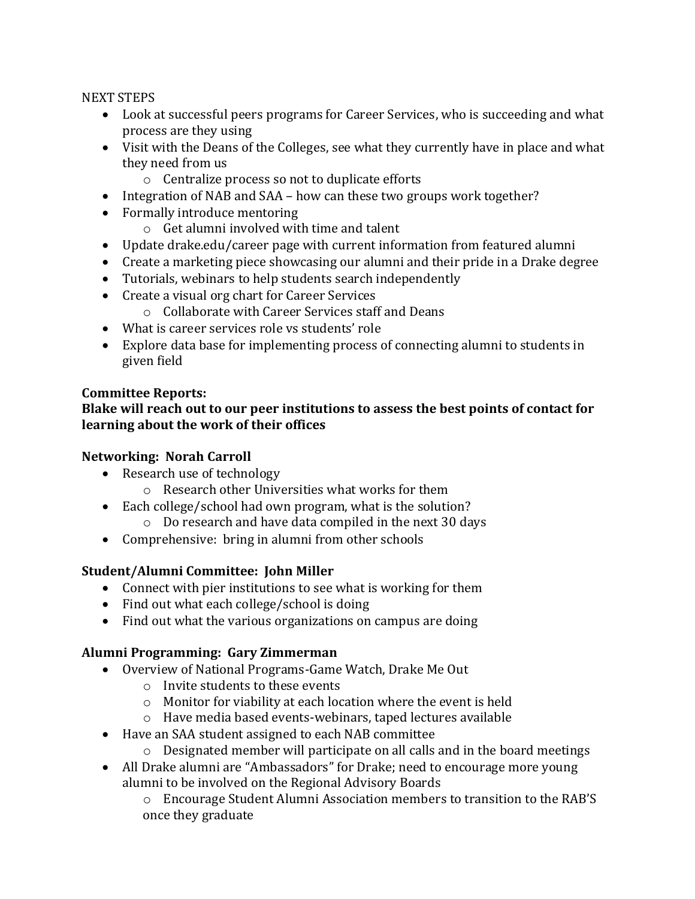NEXT STEPS

- Look at successful peers programs for Career Services, who is succeeding and what process are they using
- Visit with the Deans of the Colleges, see what they currently have in place and what they need from us
  - Centralize process so not to duplicate efforts
- Integration of NAB and SAA – how can these two groups work together?
- Formally introduce mentoring
  - Get alumni involved with time and talent
- Update drake.edu/career page with current information from featured alumni
- Create a marketing piece showcasing our alumni and their pride in a Drake degree
- Tutorials, webinars to help students search independently
- Create a visual org chart for Career Services
  - Collaborate with Career Services staff and Deans
- What is career services role vs students' role
- Explore data base for implementing process of connecting alumni to students in given field

**Committee Reports:**

**Blake will reach out to our peer institutions to assess the best points of contact for learning about the work of their offices**

**Networking: Norah Carroll**

- Research use of technology
  - Research other Universities what works for them
- Each college/school had own program, what is the solution?
  - Do research and have data compiled in the next 30 days
- Comprehensive: bring in alumni from other schools

**Student/Alumni Committee: John Miller**

- Connect with pier institutions to see what is working for them
- Find out what each college/school is doing
- Find out what the various organizations on campus are doing

**Alumni Programming: Gary Zimmerman**

- Overview of National Programs-Game Watch, Drake Me Out
  - Invite students to these events
  - Monitor for viability at each location where the event is held
  - Have media based events-webinars, taped lectures available
- Have an SAA student assigned to each NAB committee
  - Designated member will participate on all calls and in the board meetings
- All Drake alumni are "Ambassadors" for Drake; need to encourage more young alumni to be involved on the Regional Advisory Boards
  - Encourage Student Alumni Association members to transition to the RAB'S once they graduate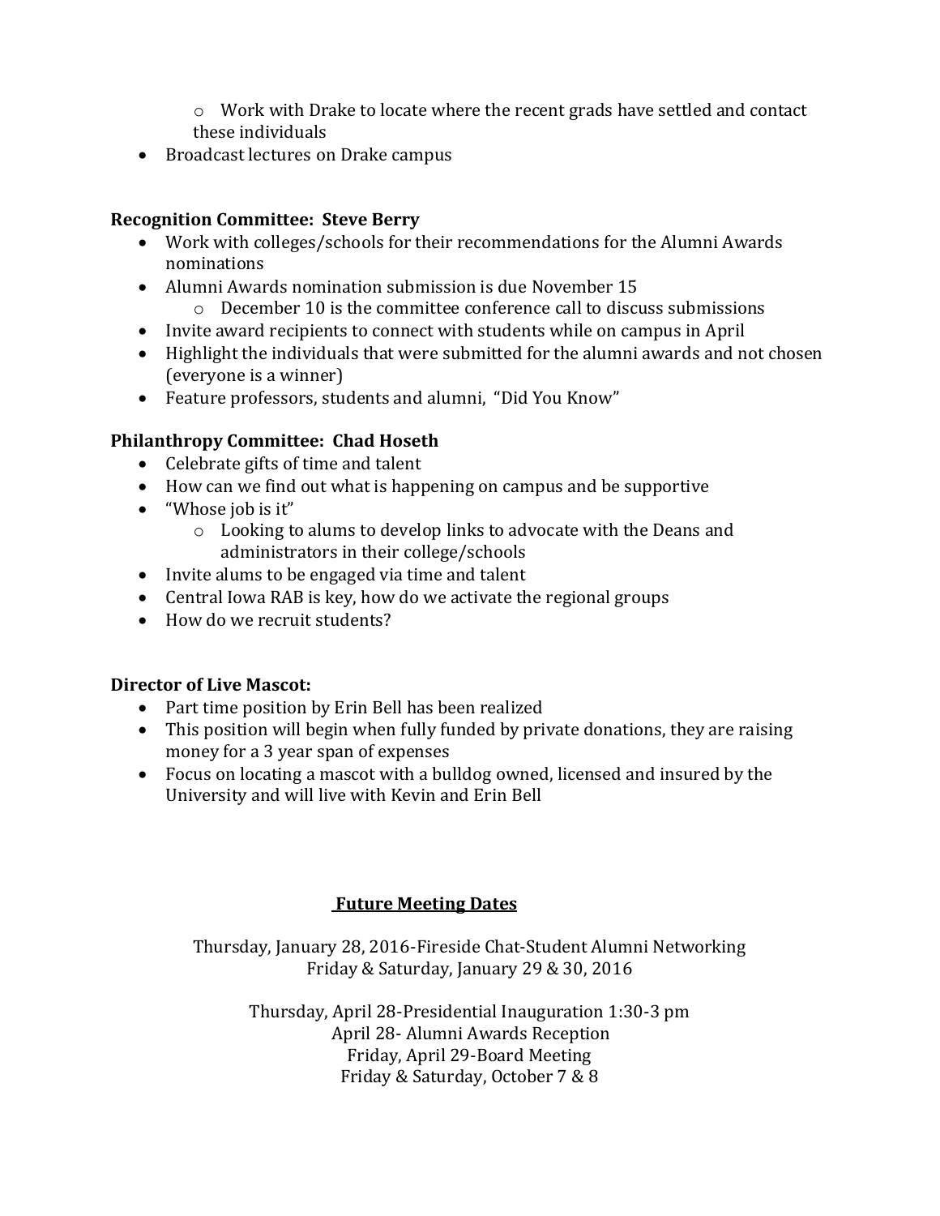- Work with Drake to locate where the recent grads have settled and contact these individuals
- Broadcast lectures on Drake campus

**Recognition Committee: Steve Berry**

- Work with colleges/schools for their recommendations for the Alumni Awards nominations
- Alumni Awards nomination submission is due November 15
   - December 10 is the committee conference call to discuss submissions
- Invite award recipients to connect with students while on campus in April
- Highlight the individuals that were submitted for the alumni awards and not chosen (everyone is a winner)
- Feature professors, students and alumni, "Did You Know"

**Philanthropy Committee: Chad Hoseth**

- Celebrate gifts of time and talent
- How can we find out what is happening on campus and be supportive
- "Whose job is it"
   - Looking to alums to develop links to advocate with the Deans and administrators in their college/schools
- Invite alums to be engaged via time and talent
- Central Iowa RAB is key, how do we activate the regional groups
- How do we recruit students?

**Director of Live Mascot:**

- Part time position by Erin Bell has been realized
- This position will begin when fully funded by private donations, they are raising money for a 3 year span of expenses
- Focus on locating a mascot with a bulldog owned, licensed and insured by the University and will live with Kevin and Erin Bell

**Future Meeting Dates**

Thursday, January 28, 2016-Fireside Chat-Student Alumni Networking
Friday & Saturday, January 29 & 30, 2016

Thursday, April 28-Presidential Inauguration 1:30-3 pm
April 28- Alumni Awards Reception
Friday, April 29-Board Meeting
Friday & Saturday, October 7 & 8